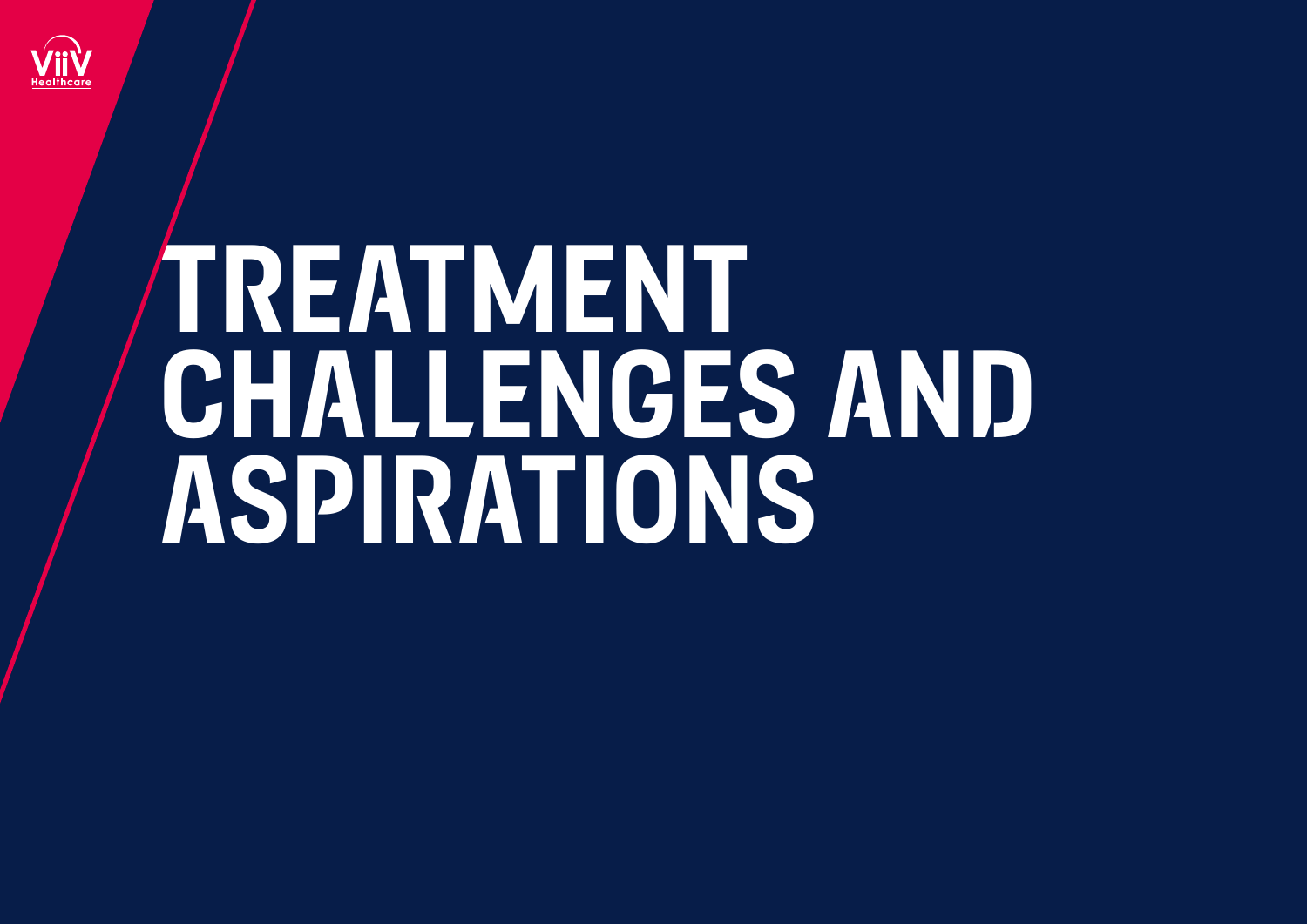ViiV Healthcare

# TREATMENT CHALLENGES AND ASPIRATIONS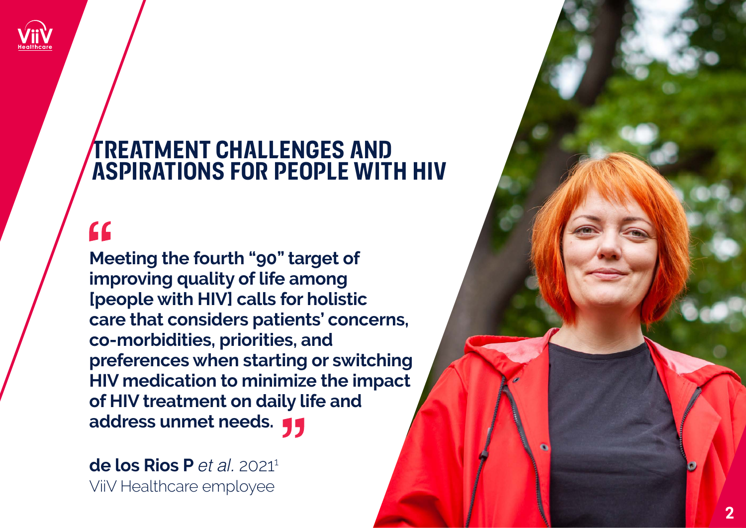# TREATMENT CHALLENGES AND ASPIRATIONS FOR PEOPLE WITH HIV

> **Meeting the fourth "90" target of improving quality of life among [people with HIV] calls for holistic care that considers patients' concerns, co-morbidities, priorities, and preferences when starting or switching HIV medication to minimize the impact of HIV treatment on daily life and address unmet needs.**

**de los Rios P** *et al.* 2021[1]
ViiV Healthcare employee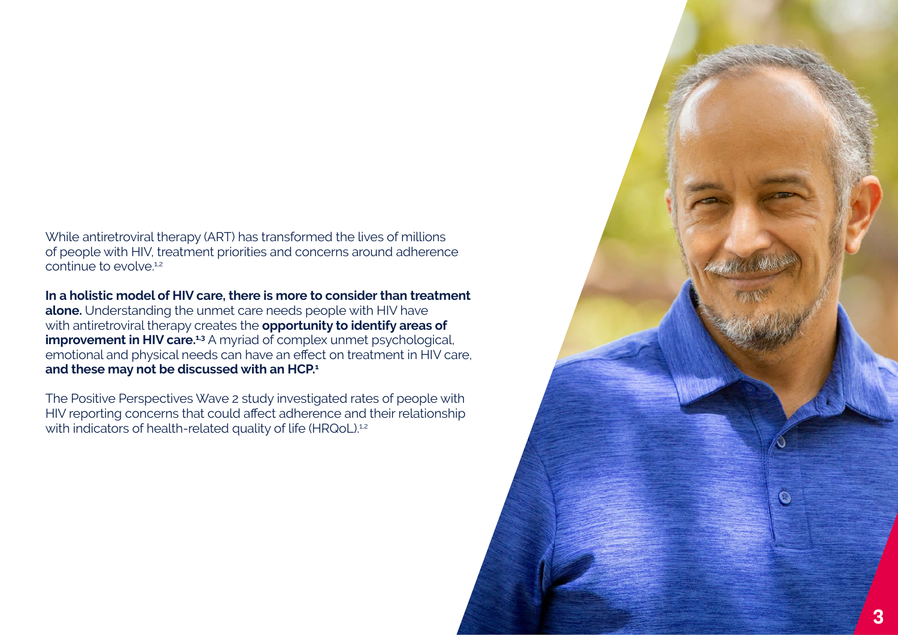While antiretroviral therapy (ART) has transformed the lives of millions of people with HIV, treatment priorities and concerns around adherence continue to evolve.[1,2]

**In a holistic model of HIV care, there is more to consider than treatment alone.** Understanding the unmet care needs people with HIV have with antiretroviral therapy creates the **opportunity to identify areas of improvement in HIV care.[1,3]** A myriad of complex unmet psychological, emotional and physical needs can have an effect on treatment in HIV care, **and these may not be discussed with an HCP.[1]**

The Positive Perspectives Wave 2 study investigated rates of people with HIV reporting concerns that could affect adherence and their relationship with indicators of health-related quality of life (HRQoL).[1,2]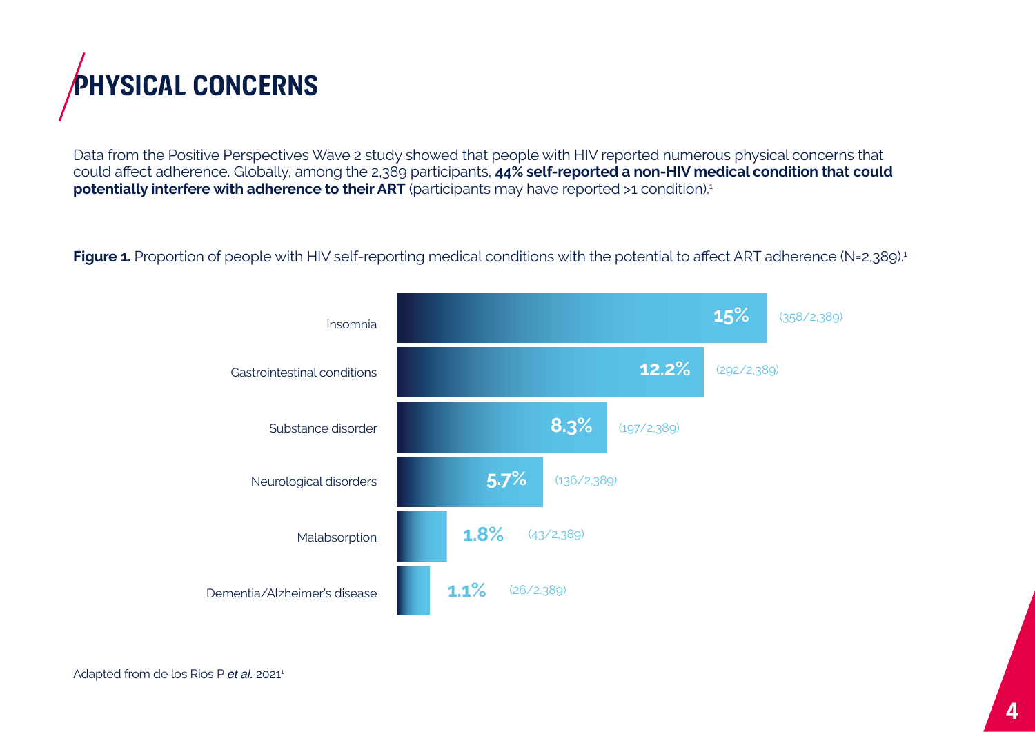# PHYSICAL CONCERNS

Data from the Positive Perspectives Wave 2 study showed that people with HIV reported numerous physical concerns that could affect adherence. Globally, among the 2,389 participants, **44% self-reported a non-HIV medical condition that could potentially interfere with adherence to their ART** (participants may have reported >1 condition).[1]

**Figure 1.** Proportion of people with HIV self-reporting medical conditions with the potential to affect ART adherence (N=2,389).[1]

| Condition | Proportion | n/N |
| --- | --- | --- |
| Insomnia | 15% | (358/2,389) |
| Gastrointestinal conditions | 12.2% | (292/2,389) |
| Substance disorder | 8.3% | (197/2,389) |
| Neurological disorders | 5.7% | (136/2,389) |
| Malabsorption | 1.8% | (43/2,389) |
| Dementia/Alzheimer's disease | 1.1% | (26/2,389) |

Adapted from de los Rios P *et al.* 2021[1]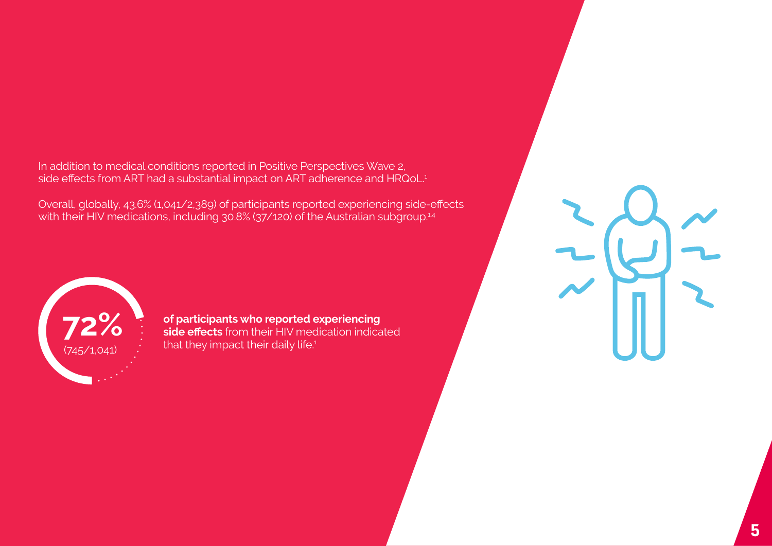In addition to medical conditions reported in Positive Perspectives Wave 2, side effects from ART had a substantial impact on ART adherence and HRQoL.[1]

Overall, globally, 43.6% (1,041/2,389) of participants reported experiencing side-effects with their HIV medications, including 30.8% (37/120) of the Australian subgroup.[1,4]

**72%** (745/1,041)

**of participants who reported experiencing side effects** from their HIV medication indicated that they impact their daily life.[1]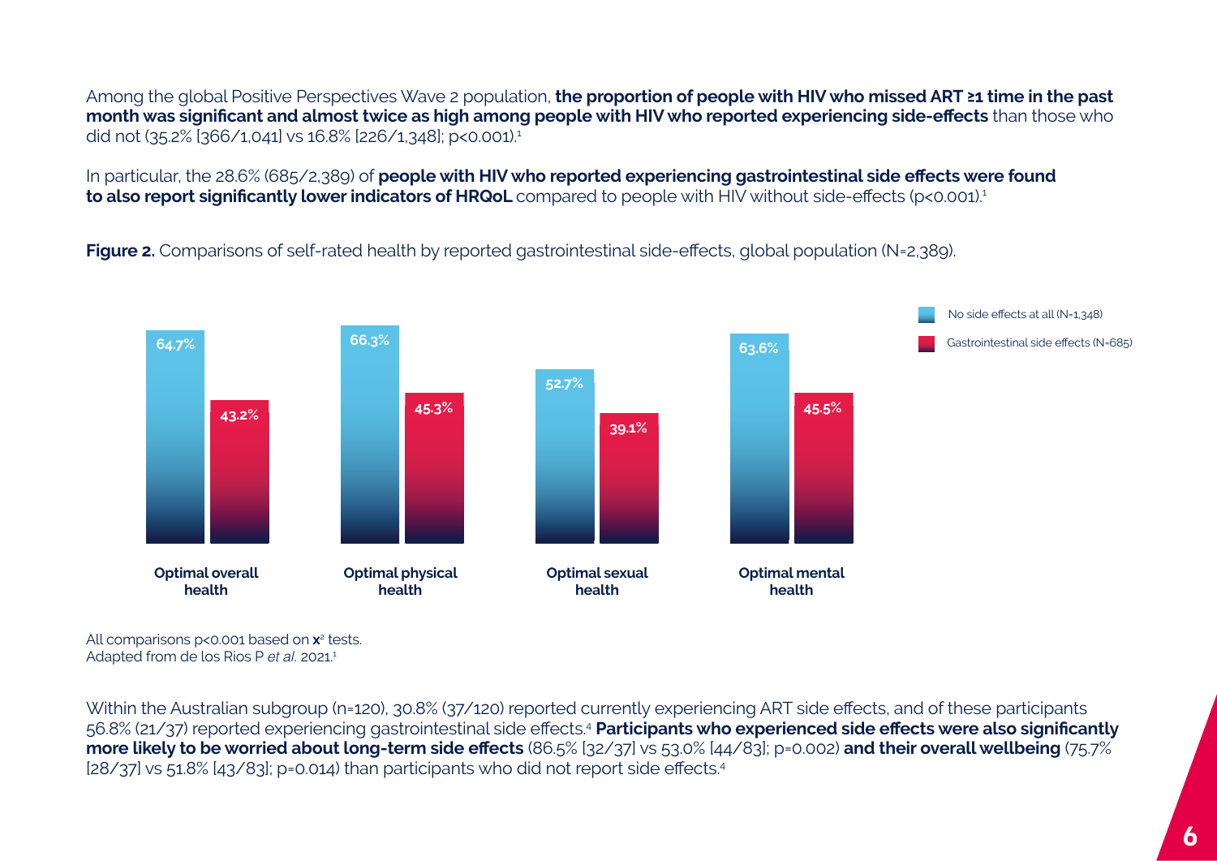Among the global Positive Perspectives Wave 2 population, **the proportion of people with HIV who missed ART ≥1 time in the past month was significant and almost twice as high among people with HIV who reported experiencing side-effects** than those who did not (35.2% [366/1,041] vs 16.8% [226/1,348]; p<0.001).[1]

In particular, the 28.6% (685/2,389) of **people with HIV who reported experiencing gastrointestinal side effects were found to also report significantly lower indicators of HRQoL** compared to people with HIV without side-effects (p<0.001).[1]

**Figure 2.** Comparisons of self-rated health by reported gastrointestinal side-effects, global population (N=2,389).

| | No side effects at all (N=1,348) | Gastrointestinal side effects (N=685) |
|---|---|---|
| Optimal overall health | 64.7% | 43.2% |
| Optimal physical health | 66.3% | 45.3% |
| Optimal sexual health | 52.7% | 39.1% |
| Optimal mental health | 63.6% | 45.5% |

All comparisons p<0.001 based on $x^2$ tests.
Adapted from de los Rios P *et al.* 2021.[1]

Within the Australian subgroup (n=120), 30.8% (37/120) reported currently experiencing ART side effects, and of these participants 56.8% (21/37) reported experiencing gastrointestinal side effects.[4] **Participants who experienced side effects were also significantly more likely to be worried about long-term side effects** (86.5% [32/37] vs 53.0% [44/83]; p=0.002) **and their overall wellbeing** (75.7% [28/37] vs 51.8% [43/83]; p=0.014) than participants who did not report side effects.[4]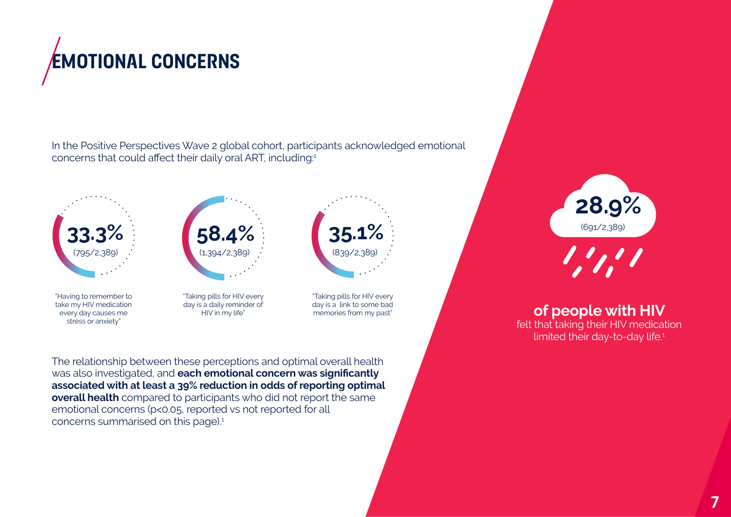# EMOTIONAL CONCERNS

In the Positive Perspectives Wave 2 global cohort, participants acknowledged emotional concerns that could affect their daily oral ART, including:[1]

**33.3%**
(795/2,389)

"Having to remember to take my HIV medication every day causes me stress or anxiety"

**58.4%**
(1,394/2,389)

"Taking pills for HIV every day is a daily reminder of HIV in my life"

**35.1%**
(839/2,389)

"Taking pills for HIV every day is a link to some bad memories from my past"

The relationship between these perceptions and optimal overall health was also investigated, and **each emotional concern was significantly associated with at least a 39% reduction in odds of reporting optimal overall health** compared to participants who did not report the same emotional concerns ($p<0.05$, reported vs not reported for all concerns summarised on this page).[1]

**28.9%**
(691/2,389)

**of people with HIV**
felt that taking their HIV medication limited their day-to-day life.[1]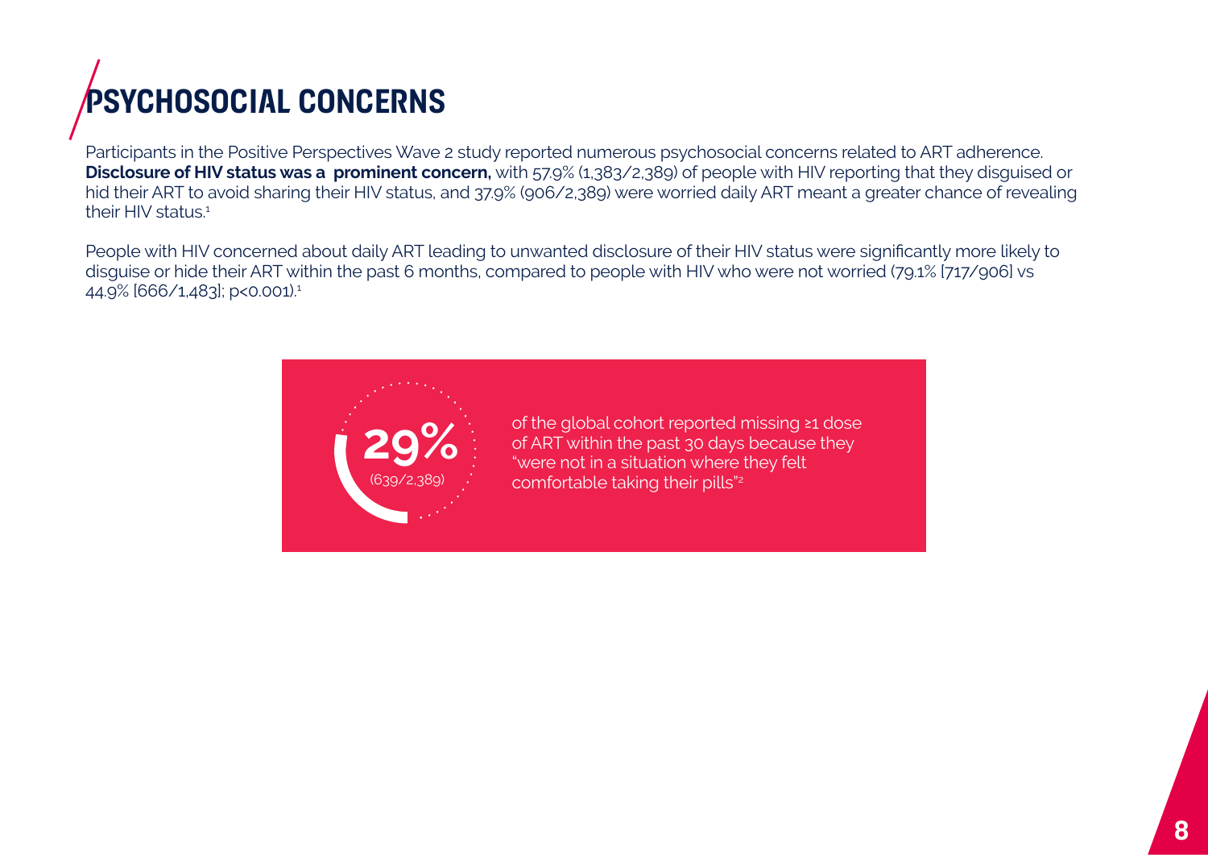# PSYCHOSOCIAL CONCERNS

Participants in the Positive Perspectives Wave 2 study reported numerous psychosocial concerns related to ART adherence. **Disclosure of HIV status was a prominent concern,** with 57.9% (1,383/2,389) of people with HIV reporting that they disguised or hid their ART to avoid sharing their HIV status, and 37.9% (906/2,389) were worried daily ART meant a greater chance of revealing their HIV status.[1]

People with HIV concerned about daily ART leading to unwanted disclosure of their HIV status were significantly more likely to disguise or hide their ART within the past 6 months, compared to people with HIV who were not worried (79.1% [717/906] vs 44.9% [666/1,483]; $p<0.001$).[1]

**29%** (639/2,389)

of the global cohort reported missing ≥1 dose of ART within the past 30 days because they "were not in a situation where they felt comfortable taking their pills"[2]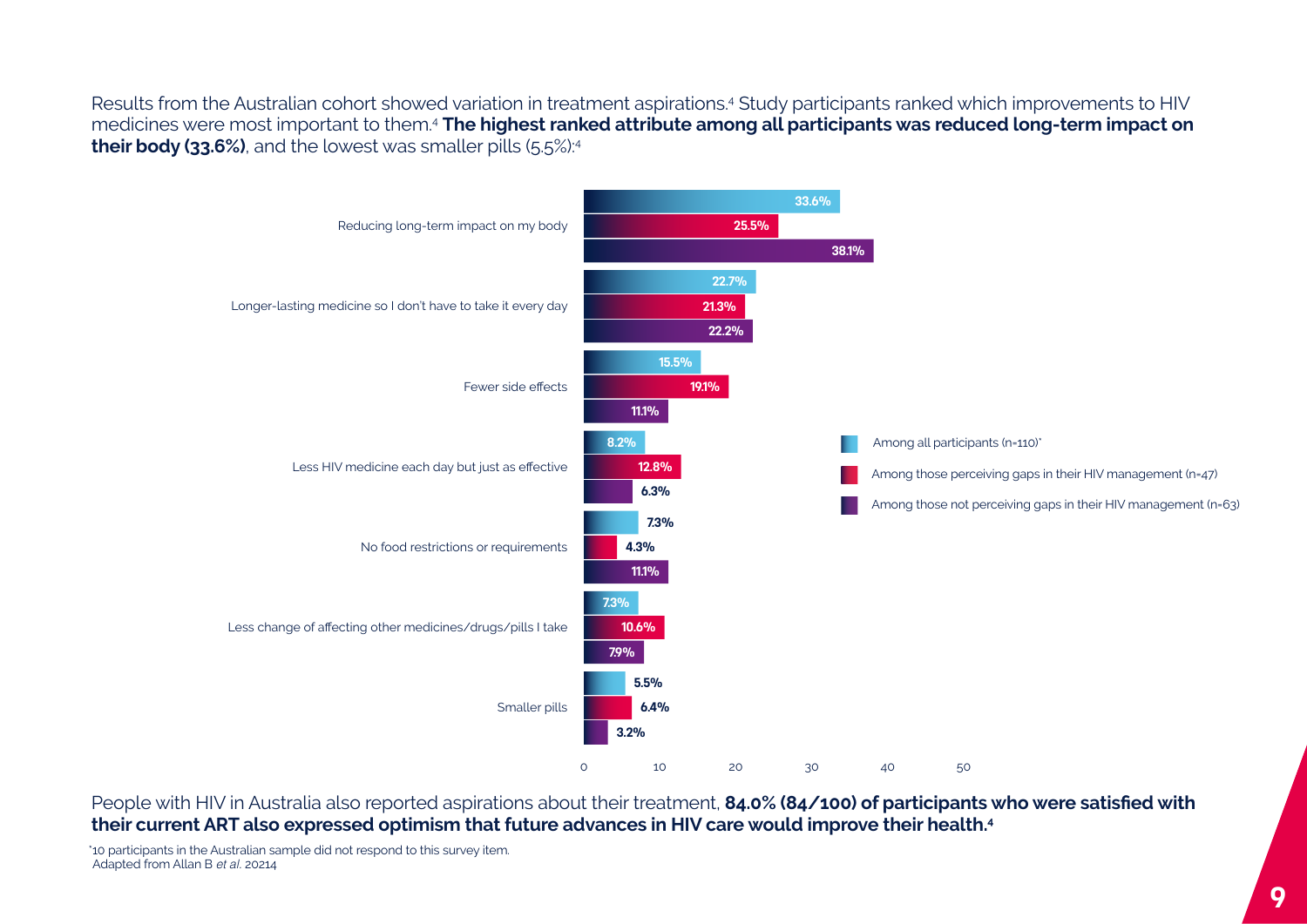Results from the Australian cohort showed variation in treatment aspirations.[4] Study participants ranked which improvements to HIV medicines were most important to them.[4] **The highest ranked attribute among all participants was reduced long-term impact on their body (33.6%)**, and the lowest was smaller pills (5.5%):[4]

| | Among all participants (n=110)* | Among those perceiving gaps in their HIV management (n=47) | Among those not perceiving gaps in their HIV management (n=63) |
|---|---|---|---|
| Reducing long-term impact on my body | 33.6% | 25.5% | 38.1% |
| Longer-lasting medicine so I don't have to take it every day | 22.7% | 21.3% | 22.2% |
| Fewer side effects | 15.5% | 19.1% | 11.1% |
| Less HIV medicine each day but just as effective | 8.2% | 12.8% | 6.3% |
| No food restrictions or requirements | 7.3% | 4.3% | 11.1% |
| Less change of affecting other medicines/drugs/pills I take | 7.3% | 10.6% | 7.9% |
| Smaller pills | 5.5% | 6.4% | 3.2% |

People with HIV in Australia also reported aspirations about their treatment, **84.0% (84/100) of participants who were satisfied with their current ART also expressed optimism that future advances in HIV care would improve their health.[4]**

*10 participants in the Australian sample did not respond to this survey item.
Adapted from Allan B *et al.* 2021[4]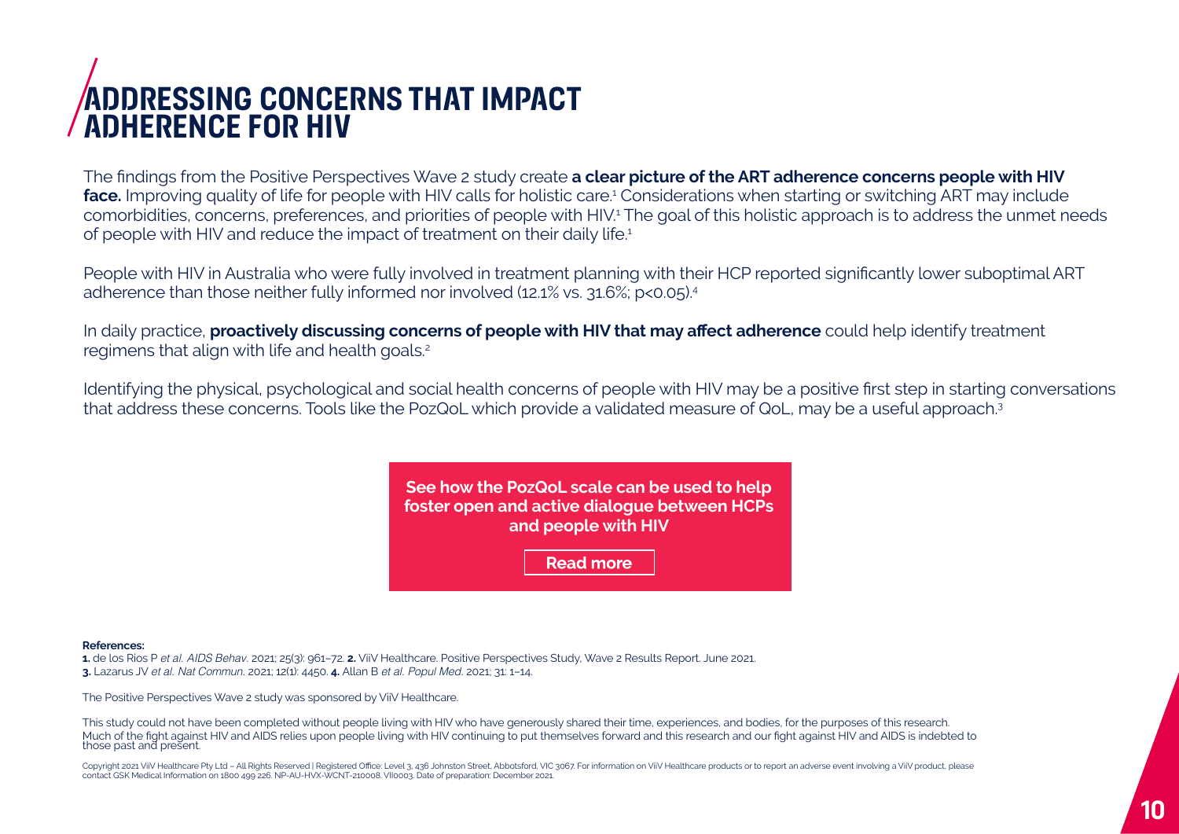# ADDRESSING CONCERNS THAT IMPACT ADHERENCE FOR HIV

The findings from the Positive Perspectives Wave 2 study create **a clear picture of the ART adherence concerns people with HIV face.** Improving quality of life for people with HIV calls for holistic care.[1] Considerations when starting or switching ART may include comorbidities, concerns, preferences, and priorities of people with HIV.[1] The goal of this holistic approach is to address the unmet needs of people with HIV and reduce the impact of treatment on their daily life.[1]

People with HIV in Australia who were fully involved in treatment planning with their HCP reported significantly lower suboptimal ART adherence than those neither fully informed nor involved (12.1% vs. 31.6%; $p<0.05$).[4]

In daily practice, **proactively discussing concerns of people with HIV that may affect adherence** could help identify treatment regimens that align with life and health goals.[2]

Identifying the physical, psychological and social health concerns of people with HIV may be a positive first step in starting conversations that address these concerns. Tools like the PozQoL which provide a validated measure of QoL, may be a useful approach.[3]

**See how the PozQoL scale can be used to help foster open and active dialogue between HCPs and people with HIV**

**Read more**

**References:**

**1.** de los Rios P *et al. AIDS Behav*. 2021; 25(3): 961–72. **2.** ViiV Healthcare. Positive Perspectives Study, Wave 2 Results Report. June 2021.
**3.** Lazarus JV *et al. Nat Commun*. 2021; 12(1): 4450. **4.** Allan B *et al. Popul Med*. 2021; 31: 1–14.

The Positive Perspectives Wave 2 study was sponsored by ViiV Healthcare.

This study could not have been completed without people living with HIV who have generously shared their time, experiences, and bodies, for the purposes of this research. Much of the fight against HIV and AIDS relies upon people living with HIV continuing to put themselves forward and this research and our fight against HIV and AIDS is indebted to those past and present.

Copyright 2021 ViiV Healthcare Pty Ltd – All Rights Reserved | Registered Office: Level 3, 436 Johnston Street, Abbotsford, VIC 3067. For information on ViiV Healthcare products or to report an adverse event involving a ViiV product, please contact GSK Medical Information on 1800 499 226. NP-AU-HVX-WCNT-210008. VII0003. Date of preparation: December 2021.